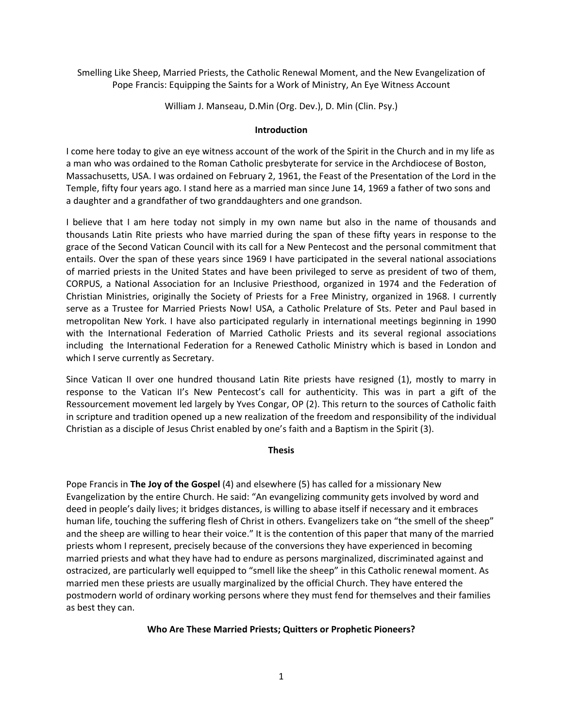# Smelling Like Sheep, Married Priests, the Catholic Renewal Moment, and the New Evangelization of Pope Francis: Equipping the Saints for a Work of Ministry, An Eye Witness Account

William J. Manseau, D.Min (Org. Dev.), D. Min (Clin. Psy.)

## Introduction

I come here today to give an eye witness account of the work of the Spirit in the Church and in my life as a man who was ordained to the Roman Catholic presbyterate for service in the Archdiocese of Boston, Massachusetts, USA. I was ordained on February 2, 1961, the Feast of the Presentation of the Lord in the Temple, fifty four years ago. I stand here as a married man since June 14, 1969 a father of two sons and a daughter and a grandfather of two granddaughters and one grandson.

I believe that I am here today not simply in my own name but also in the name of thousands and thousands Latin Rite priests who have married during the span of these fifty years in response to the grace of the Second Vatican Council with its call for a New Pentecost and the personal commitment that entails. Over the span of these years since 1969 I have participated in the several national associations of married priests in the United States and have been privileged to serve as president of two of them, CORPUS, a National Association for an Inclusive Priesthood, organized in 1974 and the Federation of Christian Ministries, originally the Society of Priests for a Free Ministry, organized in 1968. I currently serve as a Trustee for Married Priests Now! USA, a Catholic Prelature of Sts. Peter and Paul based in metropolitan New York. I have also participated regularly in international meetings beginning in 1990 with the International Federation of Married Catholic Priests and its several regional associations including the International Federation for a Renewed Catholic Ministry which is based in London and which I serve currently as Secretary.

Since Vatican II over one hundred thousand Latin Rite priests have resigned (1), mostly to marry in response to the Vatican II's New Pentecost's call for authenticity. This was in part a gift of the Ressourcement movement led largely by Yves Congar, OP (2). This return to the sources of Catholic faith in scripture and tradition opened up a new realization of the freedom and responsibility of the individual Christian as a disciple of Jesus Christ enabled by one's faith and a Baptism in the Spirit (3).

## Thesis

Pope Francis in **The Joy of the Gospel** (4) and elsewhere (5) has called for a missionary New Evangelization by the entire Church. He said: "An evangelizing community gets involved by word and deed in people's daily lives; it bridges distances, is willing to abase itself if necessary and it embraces human life, touching the suffering flesh of Christ in others. Evangelizers take on "the smell of the sheep" and the sheep are willing to hear their voice." It is the contention of this paper that many of the married priests whom I represent, precisely because of the conversions they have experienced in becoming married priests and what they have had to endure as persons marginalized, discriminated against and ostracized, are particularly well equipped to "smell like the sheep" in this Catholic renewal moment. As married men these priests are usually marginalized by the official Church. They have entered the postmodern world of ordinary working persons where they must fend for themselves and their families as best they can.

## Who Are These Married Priests; Quitters or Prophetic Pioneers?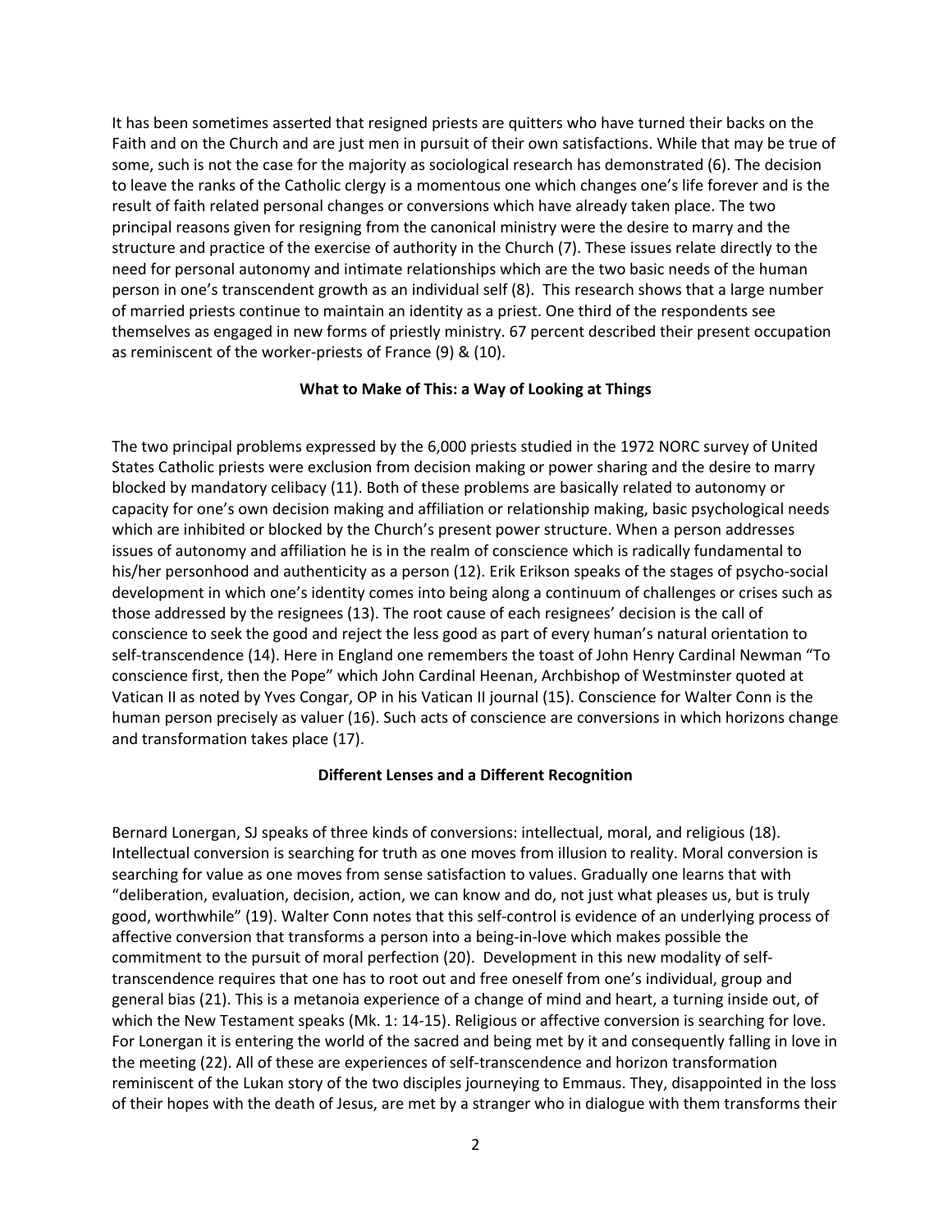It has been sometimes asserted that resigned priests are quitters who have turned their backs on the Faith and on the Church and are just men in pursuit of their own satisfactions. While that may be true of some, such is not the case for the majority as sociological research has demonstrated (6). The decision to leave the ranks of the Catholic clergy is a momentous one which changes one's life forever and is the result of faith related personal changes or conversions which have already taken place. The two principal reasons given for resigning from the canonical ministry were the desire to marry and the structure and practice of the exercise of authority in the Church (7). These issues relate directly to the need for personal autonomy and intimate relationships which are the two basic needs of the human person in one's transcendent growth as an individual self (8). This research shows that a large number of married priests continue to maintain an identity as a priest. One third of the respondents see themselves as engaged in new forms of priestly ministry. 67 percent described their present occupation as reminiscent of the worker-priests of France (9) & (10).

**What to Make of This: a Way of Looking at Things**

The two principal problems expressed by the 6,000 priests studied in the 1972 NORC survey of United States Catholic priests were exclusion from decision making or power sharing and the desire to marry blocked by mandatory celibacy (11). Both of these problems are basically related to autonomy or capacity for one's own decision making and affiliation or relationship making, basic psychological needs which are inhibited or blocked by the Church's present power structure. When a person addresses issues of autonomy and affiliation he is in the realm of conscience which is radically fundamental to his/her personhood and authenticity as a person (12). Erik Erikson speaks of the stages of psycho-social development in which one's identity comes into being along a continuum of challenges or crises such as those addressed by the resignees (13). The root cause of each resignees' decision is the call of conscience to seek the good and reject the less good as part of every human's natural orientation to self-transcendence (14). Here in England one remembers the toast of John Henry Cardinal Newman "To conscience first, then the Pope" which John Cardinal Heenan, Archbishop of Westminster quoted at Vatican II as noted by Yves Congar, OP in his Vatican II journal (15). Conscience for Walter Conn is the human person precisely as valuer (16). Such acts of conscience are conversions in which horizons change and transformation takes place (17).

**Different Lenses and a Different Recognition**

Bernard Lonergan, SJ speaks of three kinds of conversions: intellectual, moral, and religious (18). Intellectual conversion is searching for truth as one moves from illusion to reality. Moral conversion is searching for value as one moves from sense satisfaction to values. Gradually one learns that with "deliberation, evaluation, decision, action, we can know and do, not just what pleases us, but is truly good, worthwhile" (19). Walter Conn notes that this self-control is evidence of an underlying process of affective conversion that transforms a person into a being-in-love which makes possible the commitment to the pursuit of moral perfection (20). Development in this new modality of self-transcendence requires that one has to root out and free oneself from one's individual, group and general bias (21). This is a metanoia experience of a change of mind and heart, a turning inside out, of which the New Testament speaks (Mk. 1: 14-15). Religious or affective conversion is searching for love. For Lonergan it is entering the world of the sacred and being met by it and consequently falling in love in the meeting (22). All of these are experiences of self-transcendence and horizon transformation reminiscent of the Lukan story of the two disciples journeying to Emmaus. They, disappointed in the loss of their hopes with the death of Jesus, are met by a stranger who in dialogue with them transforms their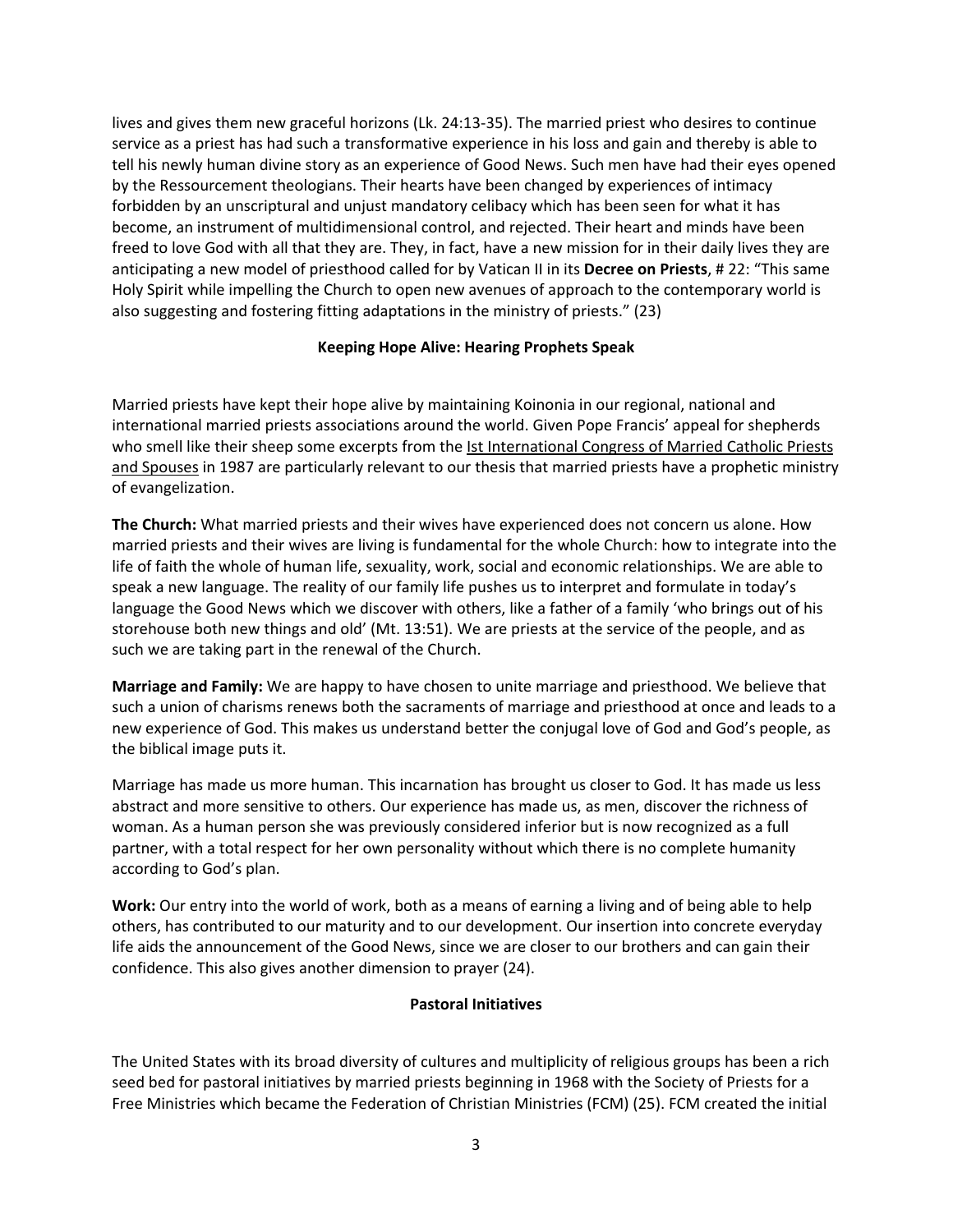lives and gives them new graceful horizons (Lk. 24:13-35). The married priest who desires to continue service as a priest has had such a transformative experience in his loss and gain and thereby is able to tell his newly human divine story as an experience of Good News. Such men have had their eyes opened by the Ressourcement theologians. Their hearts have been changed by experiences of intimacy forbidden by an unscriptural and unjust mandatory celibacy which has been seen for what it has become, an instrument of multidimensional control, and rejected. Their heart and minds have been freed to love God with all that they are. They, in fact, have a new mission for in their daily lives they are anticipating a new model of priesthood called for by Vatican II in its **Decree on Priests**, # 22: "This same Holy Spirit while impelling the Church to open new avenues of approach to the contemporary world is also suggesting and fostering fitting adaptations in the ministry of priests." (23)

### Keeping Hope Alive: Hearing Prophets Speak

Married priests have kept their hope alive by maintaining Koinonia in our regional, national and international married priests associations around the world. Given Pope Francis' appeal for shepherds who smell like their sheep some excerpts from the Ist International Congress of Married Catholic Priests and Spouses in 1987 are particularly relevant to our thesis that married priests have a prophetic ministry of evangelization.

**The Church:** What married priests and their wives have experienced does not concern us alone. How married priests and their wives are living is fundamental for the whole Church: how to integrate into the life of faith the whole of human life, sexuality, work, social and economic relationships. We are able to speak a new language. The reality of our family life pushes us to interpret and formulate in today's language the Good News which we discover with others, like a father of a family 'who brings out of his storehouse both new things and old' (Mt. 13:51). We are priests at the service of the people, and as such we are taking part in the renewal of the Church.

**Marriage and Family:** We are happy to have chosen to unite marriage and priesthood. We believe that such a union of charisms renews both the sacraments of marriage and priesthood at once and leads to a new experience of God. This makes us understand better the conjugal love of God and God's people, as the biblical image puts it.

Marriage has made us more human. This incarnation has brought us closer to God. It has made us less abstract and more sensitive to others. Our experience has made us, as men, discover the richness of woman. As a human person she was previously considered inferior but is now recognized as a full partner, with a total respect for her own personality without which there is no complete humanity according to God's plan.

**Work:** Our entry into the world of work, both as a means of earning a living and of being able to help others, has contributed to our maturity and to our development. Our insertion into concrete everyday life aids the announcement of the Good News, since we are closer to our brothers and can gain their confidence. This also gives another dimension to prayer (24).

### Pastoral Initiatives

The United States with its broad diversity of cultures and multiplicity of religious groups has been a rich seed bed for pastoral initiatives by married priests beginning in 1968 with the Society of Priests for a Free Ministries which became the Federation of Christian Ministries (FCM) (25). FCM created the initial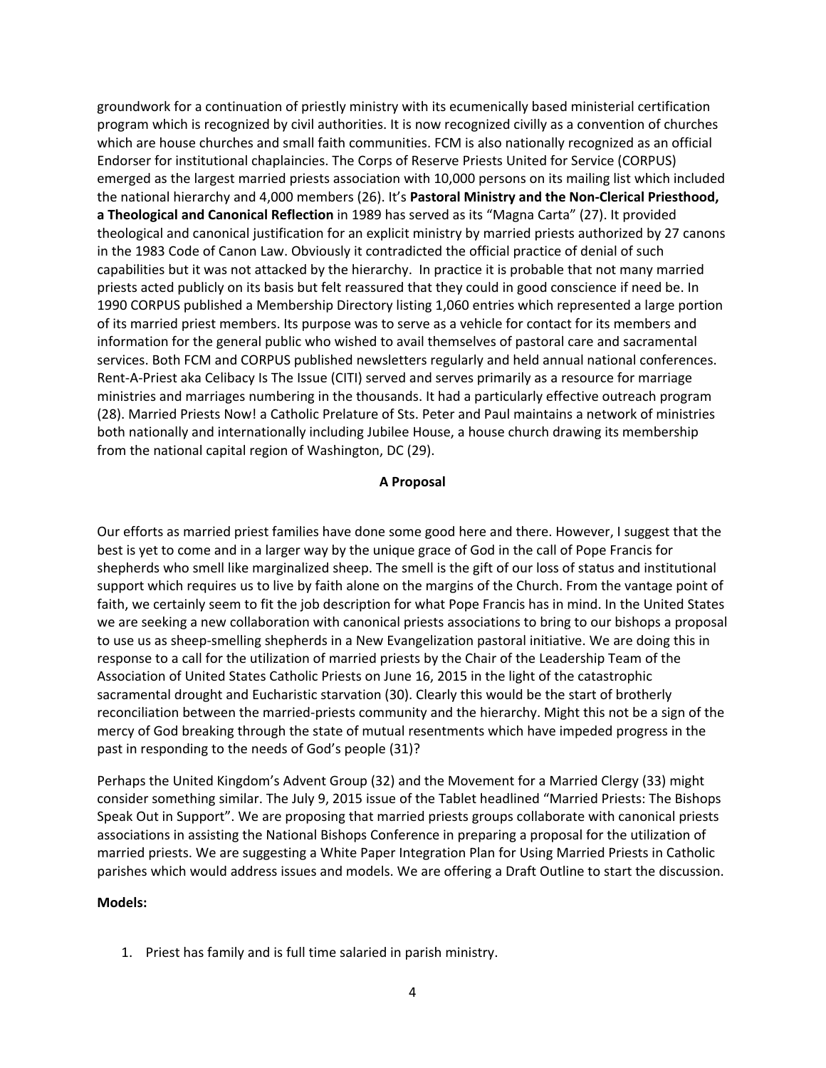groundwork for a continuation of priestly ministry with its ecumenically based ministerial certification program which is recognized by civil authorities. It is now recognized civilly as a convention of churches which are house churches and small faith communities. FCM is also nationally recognized as an official Endorser for institutional chaplaincies. The Corps of Reserve Priests United for Service (CORPUS) emerged as the largest married priests association with 10,000 persons on its mailing list which included the national hierarchy and 4,000 members (26). It's **Pastoral Ministry and the Non-Clerical Priesthood, a Theological and Canonical Reflection** in 1989 has served as its "Magna Carta" (27). It provided theological and canonical justification for an explicit ministry by married priests authorized by 27 canons in the 1983 Code of Canon Law. Obviously it contradicted the official practice of denial of such capabilities but it was not attacked by the hierarchy. In practice it is probable that not many married priests acted publicly on its basis but felt reassured that they could in good conscience if need be. In 1990 CORPUS published a Membership Directory listing 1,060 entries which represented a large portion of its married priest members. Its purpose was to serve as a vehicle for contact for its members and information for the general public who wished to avail themselves of pastoral care and sacramental services. Both FCM and CORPUS published newsletters regularly and held annual national conferences. Rent-A-Priest aka Celibacy Is The Issue (CITI) served and serves primarily as a resource for marriage ministries and marriages numbering in the thousands. It had a particularly effective outreach program (28). Married Priests Now! a Catholic Prelature of Sts. Peter and Paul maintains a network of ministries both nationally and internationally including Jubilee House, a house church drawing its membership from the national capital region of Washington, DC (29).

## A Proposal

Our efforts as married priest families have done some good here and there. However, I suggest that the best is yet to come and in a larger way by the unique grace of God in the call of Pope Francis for shepherds who smell like marginalized sheep. The smell is the gift of our loss of status and institutional support which requires us to live by faith alone on the margins of the Church. From the vantage point of faith, we certainly seem to fit the job description for what Pope Francis has in mind. In the United States we are seeking a new collaboration with canonical priests associations to bring to our bishops a proposal to use us as sheep-smelling shepherds in a New Evangelization pastoral initiative. We are doing this in response to a call for the utilization of married priests by the Chair of the Leadership Team of the Association of United States Catholic Priests on June 16, 2015 in the light of the catastrophic sacramental drought and Eucharistic starvation (30). Clearly this would be the start of brotherly reconciliation between the married-priests community and the hierarchy. Might this not be a sign of the mercy of God breaking through the state of mutual resentments which have impeded progress in the past in responding to the needs of God's people (31)?

Perhaps the United Kingdom's Advent Group (32) and the Movement for a Married Clergy (33) might consider something similar. The July 9, 2015 issue of the Tablet headlined "Married Priests: The Bishops Speak Out in Support". We are proposing that married priests groups collaborate with canonical priests associations in assisting the National Bishops Conference in preparing a proposal for the utilization of married priests. We are suggesting a White Paper Integration Plan for Using Married Priests in Catholic parishes which would address issues and models. We are offering a Draft Outline to start the discussion.

**Models:**

1. Priest has family and is full time salaried in parish ministry.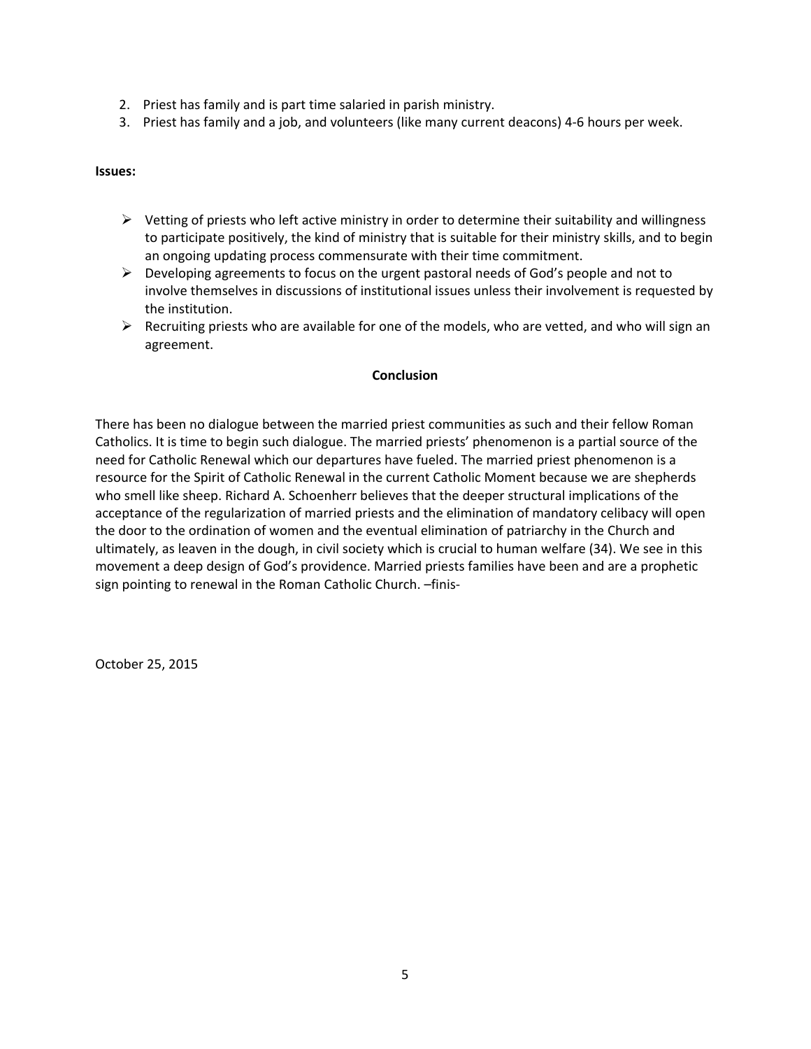2. Priest has family and is part time salaried in parish ministry.
3. Priest has family and a job, and volunteers (like many current deacons) 4-6 hours per week.

**Issues:**

- Vetting of priests who left active ministry in order to determine their suitability and willingness to participate positively, the kind of ministry that is suitable for their ministry skills, and to begin an ongoing updating process commensurate with their time commitment.
- Developing agreements to focus on the urgent pastoral needs of God's people and not to involve themselves in discussions of institutional issues unless their involvement is requested by the institution.
- Recruiting priests who are available for one of the models, who are vetted, and who will sign an agreement.

**Conclusion**

There has been no dialogue between the married priest communities as such and their fellow Roman Catholics. It is time to begin such dialogue. The married priests' phenomenon is a partial source of the need for Catholic Renewal which our departures have fueled. The married priest phenomenon is a resource for the Spirit of Catholic Renewal in the current Catholic Moment because we are shepherds who smell like sheep. Richard A. Schoenherr believes that the deeper structural implications of the acceptance of the regularization of married priests and the elimination of mandatory celibacy will open the door to the ordination of women and the eventual elimination of patriarchy in the Church and ultimately, as leaven in the dough, in civil society which is crucial to human welfare (34). We see in this movement a deep design of God's providence. Married priests families have been and are a prophetic sign pointing to renewal in the Roman Catholic Church. –finis-

October 25, 2015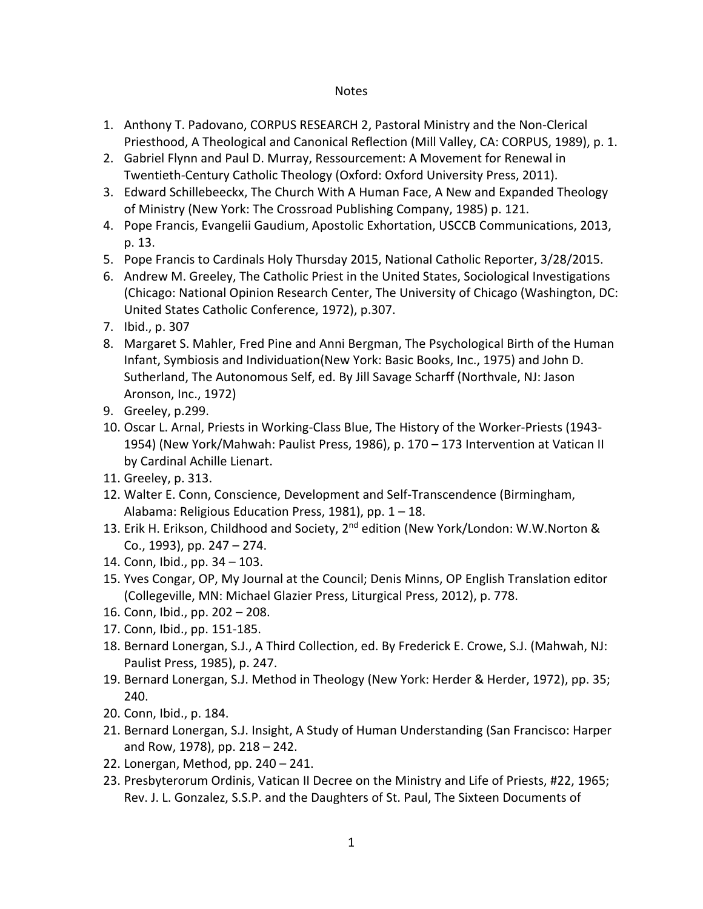Notes

1. Anthony T. Padovano, CORPUS RESEARCH 2, Pastoral Ministry and the Non-Clerical Priesthood, A Theological and Canonical Reflection (Mill Valley, CA: CORPUS, 1989), p. 1.
2. Gabriel Flynn and Paul D. Murray, Ressourcement: A Movement for Renewal in Twentieth-Century Catholic Theology (Oxford: Oxford University Press, 2011).
3. Edward Schillebeeckx, The Church With A Human Face, A New and Expanded Theology of Ministry (New York: The Crossroad Publishing Company, 1985) p. 121.
4. Pope Francis, Evangelii Gaudium, Apostolic Exhortation, USCCB Communications, 2013, p. 13.
5. Pope Francis to Cardinals Holy Thursday 2015, National Catholic Reporter, 3/28/2015.
6. Andrew M. Greeley, The Catholic Priest in the United States, Sociological Investigations (Chicago: National Opinion Research Center, The University of Chicago (Washington, DC: United States Catholic Conference, 1972), p.307.
7. Ibid., p. 307
8. Margaret S. Mahler, Fred Pine and Anni Bergman, The Psychological Birth of the Human Infant, Symbiosis and Individuation(New York: Basic Books, Inc., 1975) and John D. Sutherland, The Autonomous Self, ed. By Jill Savage Scharff (Northvale, NJ: Jason Aronson, Inc., 1972)
9. Greeley, p.299.
10. Oscar L. Arnal, Priests in Working-Class Blue, The History of the Worker-Priests (1943-1954) (New York/Mahwah: Paulist Press, 1986), p. 170 – 173 Intervention at Vatican II by Cardinal Achille Lienart.
11. Greeley, p. 313.
12. Walter E. Conn, Conscience, Development and Self-Transcendence (Birmingham, Alabama: Religious Education Press, 1981), pp. 1 – 18.
13. Erik H. Erikson, Childhood and Society, 2nd edition (New York/London: W.W.Norton & Co., 1993), pp. 247 – 274.
14. Conn, Ibid., pp. 34 – 103.
15. Yves Congar, OP, My Journal at the Council; Denis Minns, OP English Translation editor (Collegeville, MN: Michael Glazier Press, Liturgical Press, 2012), p. 778.
16. Conn, Ibid., pp. 202 – 208.
17. Conn, Ibid., pp. 151-185.
18. Bernard Lonergan, S.J., A Third Collection, ed. By Frederick E. Crowe, S.J. (Mahwah, NJ: Paulist Press, 1985), p. 247.
19. Bernard Lonergan, S.J. Method in Theology (New York: Herder & Herder, 1972), pp. 35; 240.
20. Conn, Ibid., p. 184.
21. Bernard Lonergan, S.J. Insight, A Study of Human Understanding (San Francisco: Harper and Row, 1978), pp. 218 – 242.
22. Lonergan, Method, pp. 240 – 241.
23. Presbyterorum Ordinis, Vatican II Decree on the Ministry and Life of Priests, #22, 1965; Rev. J. L. Gonzalez, S.S.P. and the Daughters of St. Paul, The Sixteen Documents of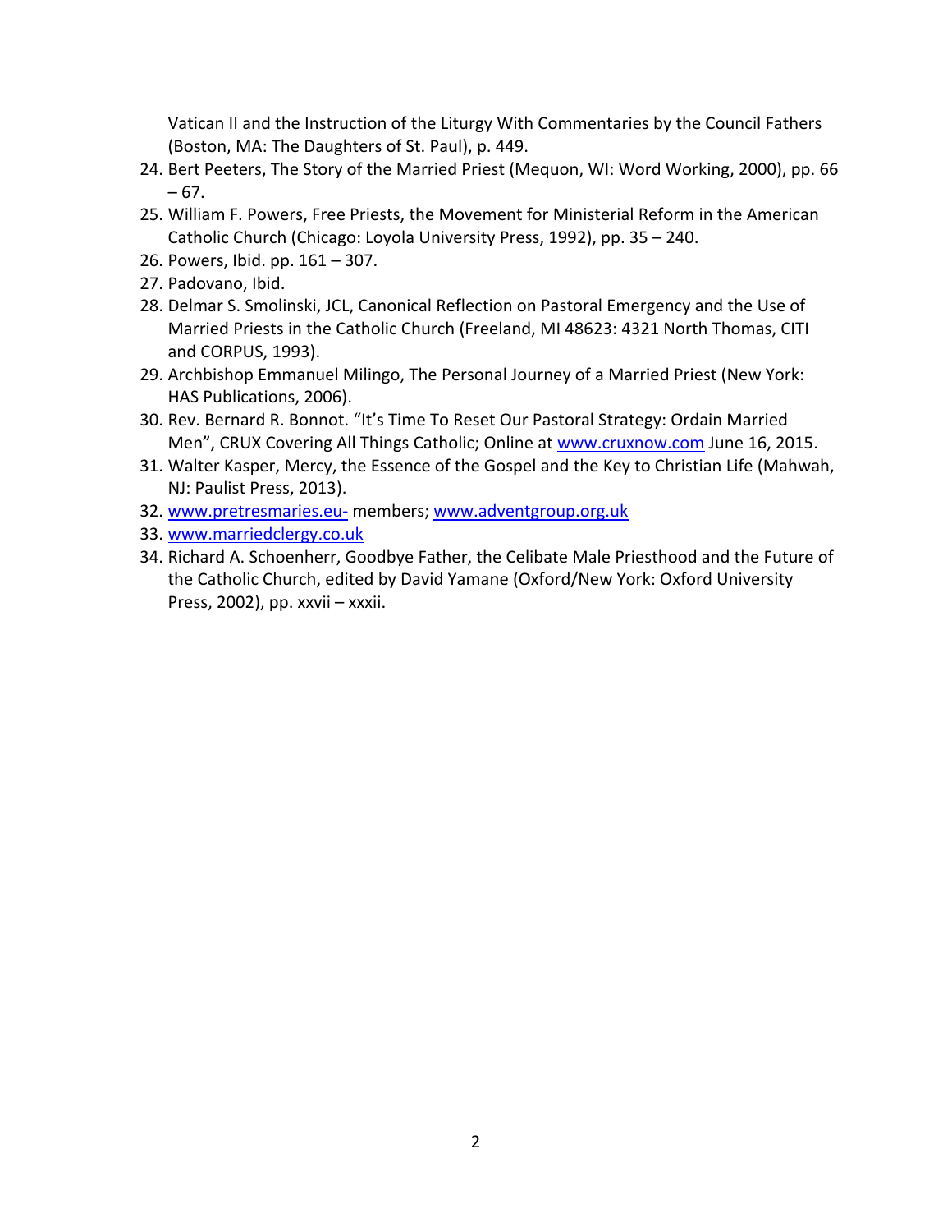Vatican II and the Instruction of the Liturgy With Commentaries by the Council Fathers (Boston, MA: The Daughters of St. Paul), p. 449.

24. Bert Peeters, The Story of the Married Priest (Mequon, WI: Word Working, 2000), pp. 66 – 67.
25. William F. Powers, Free Priests, the Movement for Ministerial Reform in the American Catholic Church (Chicago: Loyola University Press, 1992), pp. 35 – 240.
26. Powers, Ibid. pp. 161 – 307.
27. Padovano, Ibid.
28. Delmar S. Smolinski, JCL, Canonical Reflection on Pastoral Emergency and the Use of Married Priests in the Catholic Church (Freeland, MI 48623: 4321 North Thomas, CITI and CORPUS, 1993).
29. Archbishop Emmanuel Milingo, The Personal Journey of a Married Priest (New York: HAS Publications, 2006).
30. Rev. Bernard R. Bonnot. "It's Time To Reset Our Pastoral Strategy: Ordain Married Men", CRUX Covering All Things Catholic; Online at www.cruxnow.com June 16, 2015.
31. Walter Kasper, Mercy, the Essence of the Gospel and the Key to Christian Life (Mahwah, NJ: Paulist Press, 2013).
32. www.pretresmaries.eu- members; www.adventgroup.org.uk
33. www.marriedclergy.co.uk
34. Richard A. Schoenherr, Goodbye Father, the Celibate Male Priesthood and the Future of the Catholic Church, edited by David Yamane (Oxford/New York: Oxford University Press, 2002), pp. xxvii – xxxii.